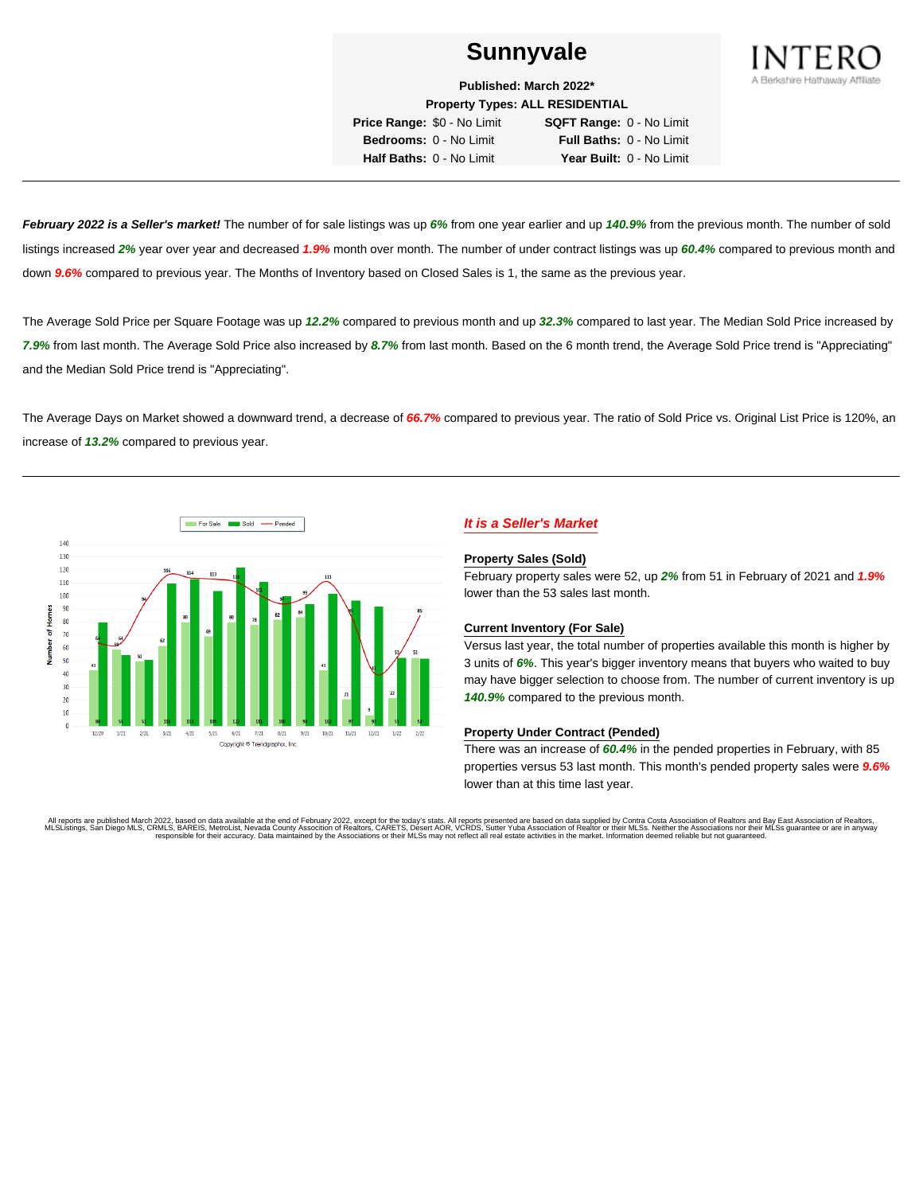# Sunnyvale

**Published: March 2022***

**Property Types: ALL RESIDENTIAL**

| | | | |
|---|---|---|---|
| **Price Range:** | $0 - No Limit | **SQFT Range:** | 0 - No Limit |
| **Bedrooms:** | 0 - No Limit | **Full Baths:** | 0 - No Limit |
| **Half Baths:** | 0 - No Limit | **Year Built:** | 0 - No Limit |

INTERO
A Berkshire Hathaway Affiliate

---

***February 2022 is a Seller's market!*** The number of for sale listings was up ***6%*** from one year earlier and up ***140.9%*** from the previous month. The number of sold listings increased ***2%*** year over year and decreased ***1.9%*** month over month. The number of under contract listings was up ***60.4%*** compared to previous month and down ***9.6%*** compared to previous year. The Months of Inventory based on Closed Sales is 1, the same as the previous year.

The Average Sold Price per Square Footage was up ***12.2%*** compared to previous month and up ***32.3%*** compared to last year. The Median Sold Price increased by ***7.9%*** from last month. The Average Sold Price also increased by ***8.7%*** from last month. Based on the 6 month trend, the Average Sold Price trend is "Appreciating" and the Median Sold Price trend is "Appreciating".

The Average Days on Market showed a downward trend, a decrease of ***66.7%*** compared to previous year. The ratio of Sold Price vs. Original List Price is 120%, an increase of ***13.2%*** compared to previous year.

---

| Month | For Sale | Sold | Pended |
|---|---|---|---|
| 12/20 | 43 | 80 | 64 |
| 1/21 | 59 | 55 | 64 |
| 2/21 | 50 | 51 | 94 |
| 3/21 | 62 | 110 | 116 |
| 4/21 | 80 | 113 | 114 |
| 5/21 | 69 | 104 | 113 |
| 6/21 | 80 | 122 | 111 |
| 7/21 | 78 | 111 | 101 |
| 8/21 | 82 | 100 | 94 |
| 9/21 | 84 | 94 | 99 |
| 10/21 | 43 | 102 | 111 |
| 11/21 | 21 | 97 | 83 |
| 12/21 | 9 | 92 | 41 |
| 1/22 | 22 | 53 | 53 |
| 2/22 | 53 | 52 | 85 |

Copyright © Trendgraphix, Inc.

## *It is a Seller's Market*

### Property Sales (Sold)

February property sales were 52, up ***2%*** from 51 in February of 2021 and ***1.9%*** lower than the 53 sales last month.

### Current Inventory (For Sale)

Versus last year, the total number of properties available this month is higher by 3 units of ***6%***. This year's bigger inventory means that buyers who waited to buy may have bigger selection to choose from. The number of current inventory is up ***140.9%*** compared to the previous month.

### Property Under Contract (Pended)

There was an increase of ***60.4%*** in the pended properties in February, with 85 properties versus 53 last month. This month's pended property sales were ***9.6%*** lower than at this time last year.

All reports are published March 2022, based on data available at the end of February 2022, except for the today's stats. All reports presented are based on data supplied by Contra Costa Association of Realtors and Bay East Association of Realtors, MLSListings, San Diego MLS, CRMLS, BAREIS, MetroList, Nevada County Association of Realtors, CARETS, Desert AOR, VCRDS, Sutter Yuba Association of Realtor or their MLSs. Neither the Associations nor their MLSs guarantee or are in anyway responsible for their accuracy. Data maintained by the Associations or their MLSs may not reflect all real estate activities in the market. Information deemed reliable but not guaranteed.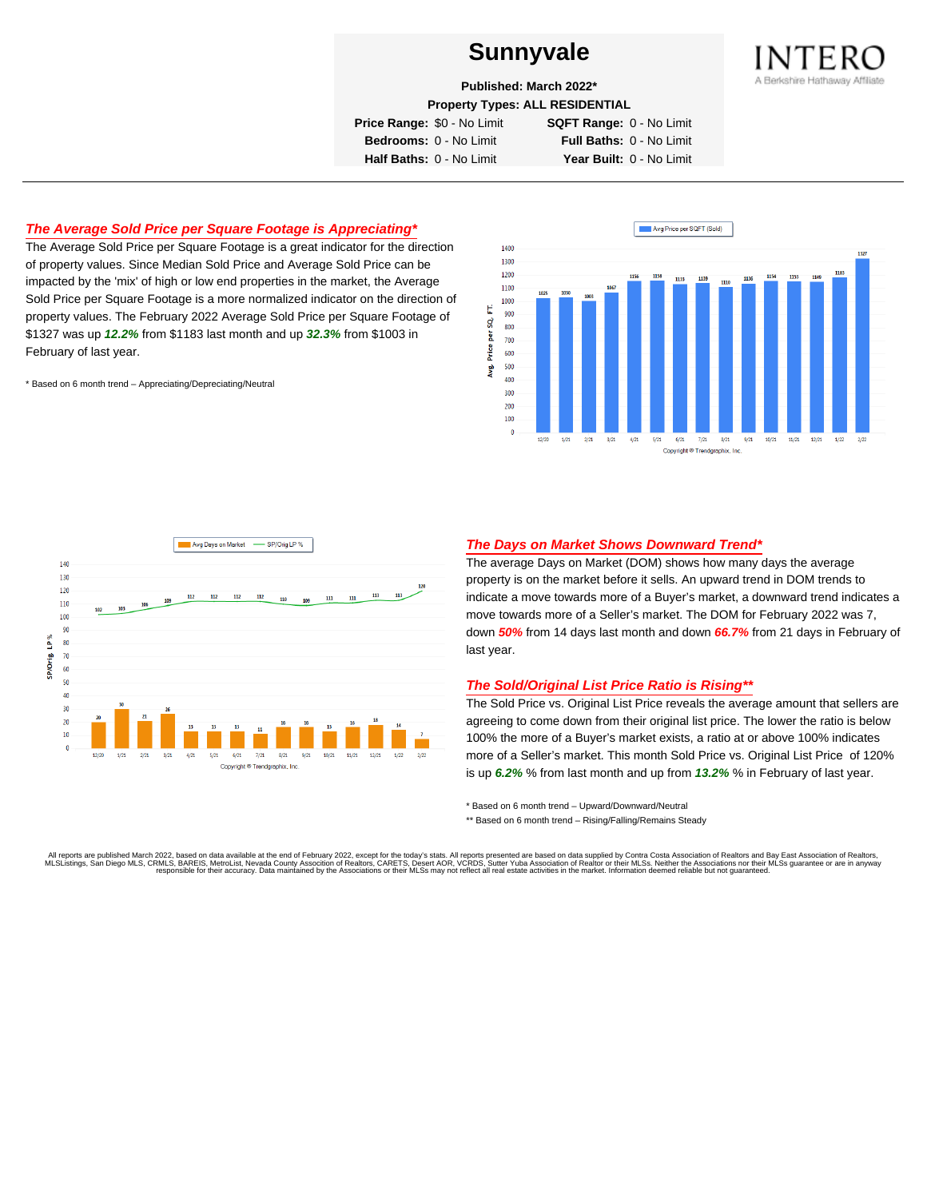# Sunnyvale

**Published: March 2022***

**Property Types: ALL RESIDENTIAL**

| | | | |
|---|---|---|---|
| **Price Range:** | $0 - No Limit | **SQFT Range:** | 0 - No Limit |
| **Bedrooms:** | 0 - No Limit | **Full Baths:** | 0 - No Limit |
| **Half Baths:** | 0 - No Limit | **Year Built:** | 0 - No Limit |

INTERO
A Berkshire Hathaway Affiliate

## *The Average Sold Price per Square Footage is Appreciating**

The Average Sold Price per Square Footage is a great indicator for the direction of property values. Since Median Sold Price and Average Sold Price can be impacted by the 'mix' of high or low end properties in the market, the Average Sold Price per Square Footage is a more normalized indicator on the direction of property values. The February 2022 Average Sold Price per Square Footage of $1327 was up ***12.2%*** from $1183 last month and up ***32.3%*** from $1003 in February of last year.

* Based on 6 month trend – Appreciating/Depreciating/Neutral

Avg Price per SQFT (Sold)

| Month | 12/20 | 1/21 | 2/21 | 3/21 | 4/21 | 5/21 | 6/21 | 7/21 | 8/21 | 9/21 | 10/21 | 11/21 | 12/21 | 1/22 | 2/22 |
|---|---|---|---|---|---|---|---|---|---|---|---|---|---|---|---|
| Avg. Price per SQ. FT. | 1025 | 1030 | 1003 | 1067 | 1156 | 1158 | 1135 | 1139 | 1110 | 1136 | 1154 | 1153 | 1149 | 1183 | 1327 |

Copyright ® Trendgraphix, Inc.

| Month | 12/20 | 1/21 | 2/21 | 3/21 | 4/21 | 5/21 | 6/21 | 7/21 | 8/21 | 9/21 | 10/21 | 11/21 | 12/21 | 1/22 | 2/22 |
|---|---|---|---|---|---|---|---|---|---|---|---|---|---|---|---|
| Avg Days on Market | 20 | 30 | 21 | 26 | 13 | 13 | 13 | 11 | 16 | 16 | 13 | 16 | 18 | 14 | 7 |
| SP/Orig LP % | 102 | 103 | 106 | 109 | 112 | 112 | 112 | 112 | 110 | 109 | 111 | 111 | 113 | 113 | 120 |

Copyright ® Trendgraphix, Inc.

## *The Days on Market Shows Downward Trend**

The average Days on Market (DOM) shows how many days the average property is on the market before it sells. An upward trend in DOM trends to indicate a move towards more of a Buyer's market, a downward trend indicates a move towards more of a Seller's market. The DOM for February 2022 was 7, down ***50%*** from 14 days last month and down ***66.7%*** from 21 days in February of last year.

## *The Sold/Original List Price Ratio is Rising***

The Sold Price vs. Original List Price reveals the average amount that sellers are agreeing to come down from their original list price. The lower the ratio is below 100% the more of a Buyer's market exists, a ratio at or above 100% indicates more of a Seller's market. This month Sold Price vs. Original List Price of 120% is up ***6.2%*** % from last month and up from ***13.2%*** % in February of last year.

* Based on 6 month trend – Upward/Downward/Neutral

** Based on 6 month trend – Rising/Falling/Remains Steady

All reports are published March 2022, based on data available at the end of February 2022, except for the today's stats. All reports presented are based on data supplied by Contra Costa Association of Realtors and Bay East Association of Realtors, MLSListings, San Diego MLS, CRMLS, BAREIS, MetroList, Nevada County Assocition of Realtors, CARETS, Desert AOR, VCRDS, Sutter Yuba Association of Realtor or their MLSs. Neither the Associations nor their MLSs guarantee or are in anyway responsible for their accuracy. Data maintained by the Associations or their MLSs may not reflect all real estate activities in the market. Information deemed reliable but not guaranteed.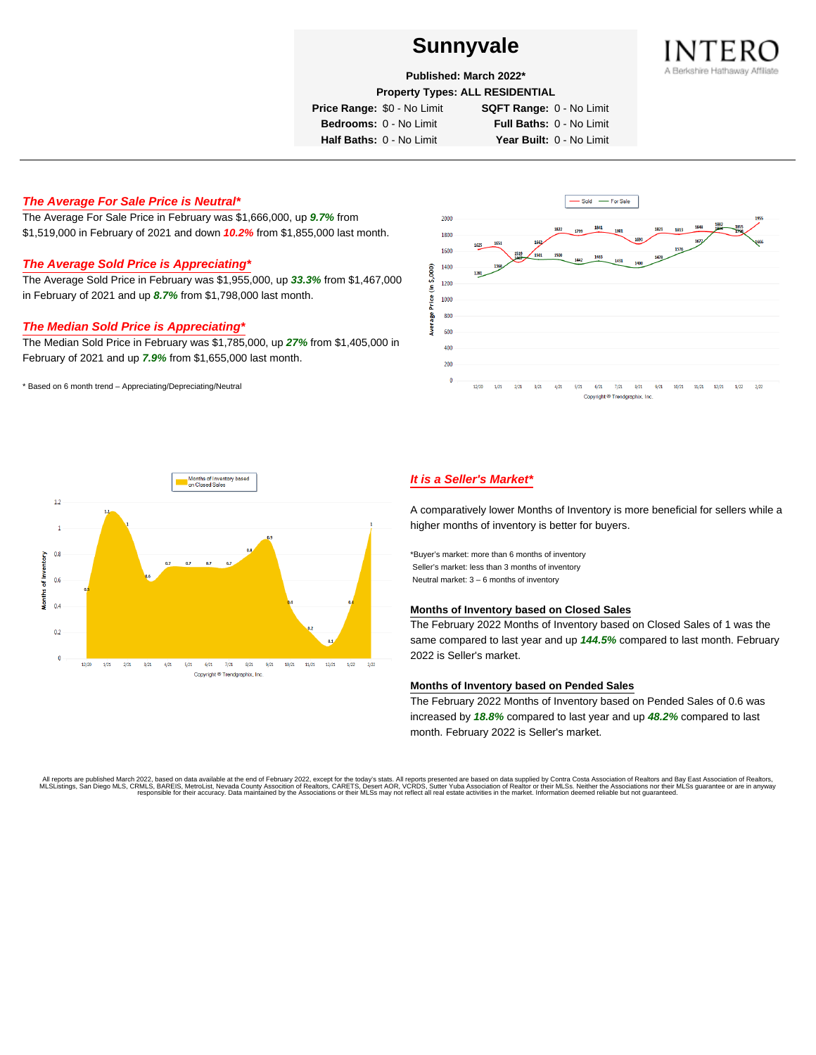# Sunnyvale

**Published: March 2022***

**Property Types: ALL RESIDENTIAL**

**Price Range:** $0 - No Limit **SQFT Range:** 0 - No Limit

**Bedrooms:** 0 - No Limit **Full Baths:** 0 - No Limit

**Half Baths:** 0 - No Limit **Year Built:** 0 - No Limit

---

## *The Average For Sale Price is Neutral**

The Average For Sale Price in February was $1,666,000, up ***9.7%*** from $1,519,000 in February of 2021 and down ***10.2%*** from $1,855,000 last month.

## *The Average Sold Price is Appreciating**

The Average Sold Price in February was $1,955,000, up ***33.3%*** from $1,467,000 in February of 2021 and up ***8.7%*** from $1,798,000 last month.

## *The Median Sold Price is Appreciating**

The Median Sold Price in February was $1,785,000, up ***27%*** from $1,405,000 in February of 2021 and up ***7.9%*** from $1,655,000 last month.

* Based on 6 month trend – Appreciating/Depreciating/Neutral

## *It is a Seller's Market**

A comparatively lower Months of Inventory is more beneficial for sellers while a higher months of inventory is better for buyers.

*Buyer's market: more than 6 months of inventory
Seller's market: less than 3 months of inventory
Neutral market: 3 – 6 months of inventory

### Months of Inventory based on Closed Sales

The February 2022 Months of Inventory based on Closed Sales of 1 was the same compared to last year and up ***144.5%*** compared to last month. February 2022 is Seller's market.

### Months of Inventory based on Pended Sales

The February 2022 Months of Inventory based on Pended Sales of 0.6 was increased by ***18.8%*** compared to last year and up ***48.2%*** compared to last month. February 2022 is Seller's market.

All reports are published March 2022, based on data available at the end of February 2022, except for the today's stats. All reports presented are based on data supplied by Contra Costa Association of Realtors and Bay East Association of Realtors, MLSListings, San Diego MLS, CRMLS, BAREIS, MetroList, Nevada County Association of Realtors, CARETS, Desert AOR, VCRDS, Sutter Yuba Association of Realtor or their MLSs. Neither the Associations nor their MLSs guarantee or are in anyway responsible for their accuracy. Data maintained by the Associations or their MLSs may not reflect all real estate activities in the market. Information deemed reliable but not guaranteed.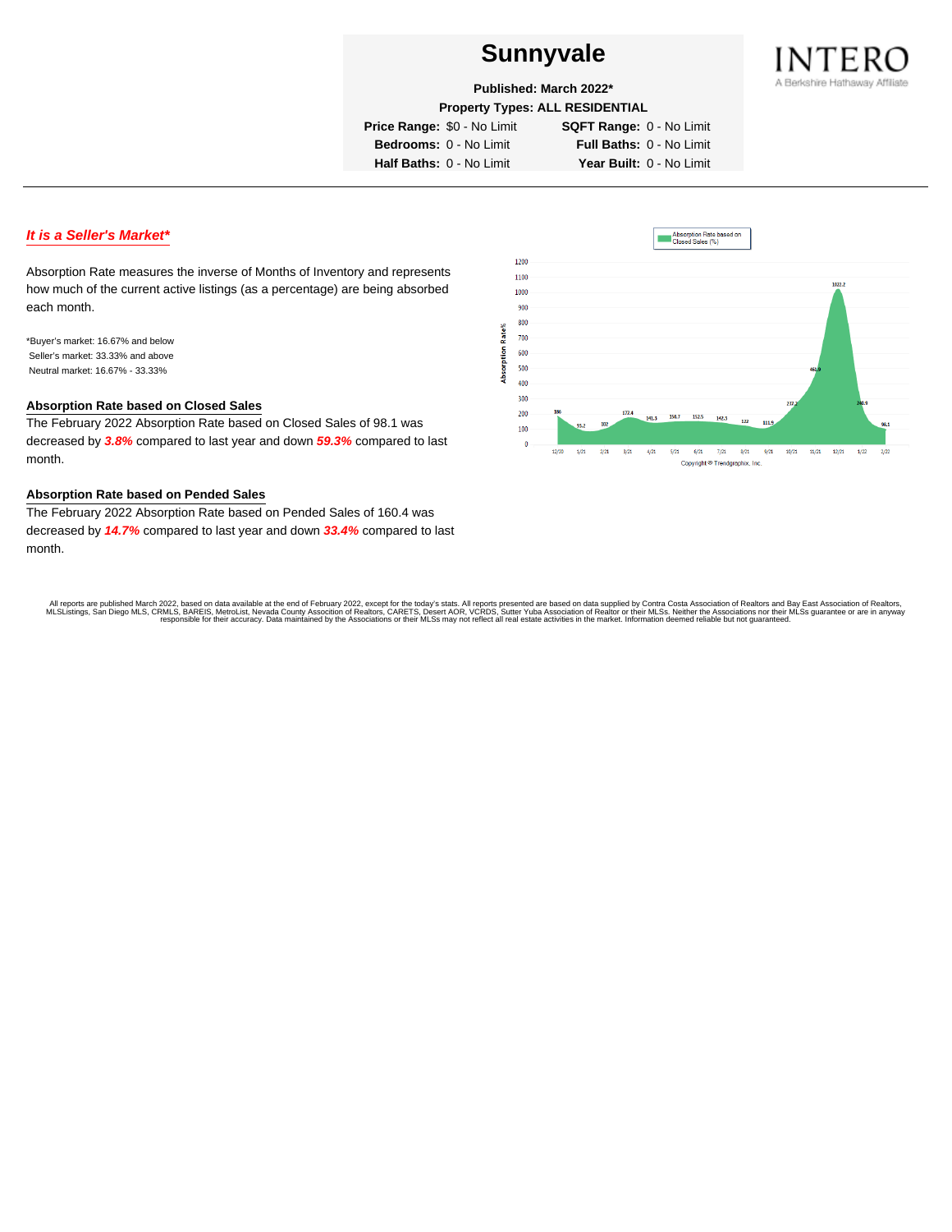# Sunnyvale

INTERO
A Berkshire Hathaway Affiliate

**Published: March 2022***

**Property Types: ALL RESIDENTIAL**

**Price Range:** $0 - No Limit
**SQFT Range:** 0 - No Limit
**Bedrooms:** 0 - No Limit
**Full Baths:** 0 - No Limit
**Half Baths:** 0 - No Limit
**Year Built:** 0 - No Limit

---

## *It is a Seller's Market**

Absorption Rate measures the inverse of Months of Inventory and represents how much of the current active listings (as a percentage) are being absorbed each month.

*Buyer's market: 16.67% and below
Seller's market: 33.33% and above
Neutral market: 16.67% - 33.33%

### Absorption Rate based on Closed Sales

The February 2022 Absorption Rate based on Closed Sales of 98.1 was decreased by ***3.8%*** compared to last year and down ***59.3%*** compared to last month.

### Absorption Rate based on Pended Sales

The February 2022 Absorption Rate based on Pended Sales of 160.4 was decreased by ***14.7%*** compared to last year and down ***33.4%*** compared to last month.

Absorption Rate based on Closed Sales (%)

Absorption Rate%

1200
1100
1000
900
800
700
600
500
400
300
200
100
0

186
95.2
102
172.4
141.3
150.7
152.5
142.3
122
111.9
237.2
461.9
1022.2
240.9
98.1

12/20 1/21 2/21 3/21 4/21 5/21 6/21 7/21 8/21 9/21 10/21 11/21 12/21 1/22 2/22

Copyright © Trendgraphix, Inc.

All reports are published March 2022, based on data available at the end of February 2022, except for the today's stats. All reports presented are based on data supplied by Contra Costa Association of Realtors and Bay East Association of Realtors, MLSListings, San Diego MLS, CRMLS, BAREIS, MetroList, Nevada County Association of Realtors, CARETS, Desert AOR, VCRDS, Sutter Yuba Association of Realtor or their MLSs. Neither the Associations nor their MLSs guarantee or are in anyway responsible for their accuracy. Data maintained by the Associations or their MLSs may not reflect all real estate activities in the market. Information deemed reliable but not guaranteed.